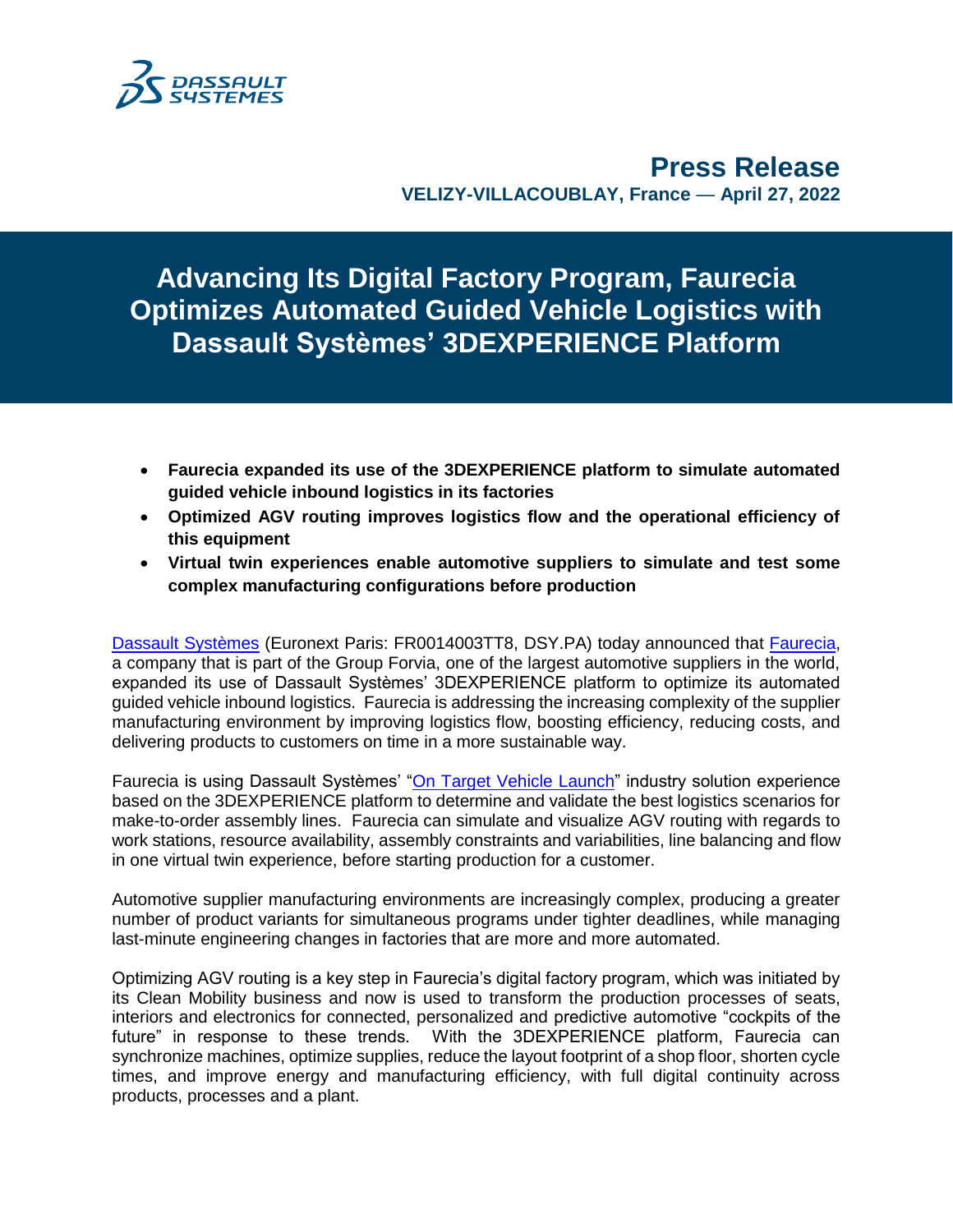**Press Release**
**VELIZY-VILLACOUBLAY, France — April 27, 2022**

# Advancing Its Digital Factory Program, Faurecia Optimizes Automated Guided Vehicle Logistics with Dassault Systèmes' 3DEXPERIENCE Platform

- **Faurecia expanded its use of the 3DEXPERIENCE platform to simulate automated guided vehicle inbound logistics in its factories**
- **Optimized AGV routing improves logistics flow and the operational efficiency of this equipment**
- **Virtual twin experiences enable automotive suppliers to simulate and test some complex manufacturing configurations before production**

Dassault Systèmes (Euronext Paris: FR0014003TT8, DSY.PA) today announced that Faurecia, a company that is part of the Group Forvia, one of the largest automotive suppliers in the world, expanded its use of Dassault Systèmes' 3DEXPERIENCE platform to optimize its automated guided vehicle inbound logistics. Faurecia is addressing the increasing complexity of the supplier manufacturing environment by improving logistics flow, boosting efficiency, reducing costs, and delivering products to customers on time in a more sustainable way.

Faurecia is using Dassault Systèmes' "On Target Vehicle Launch" industry solution experience based on the 3DEXPERIENCE platform to determine and validate the best logistics scenarios for make-to-order assembly lines. Faurecia can simulate and visualize AGV routing with regards to work stations, resource availability, assembly constraints and variabilities, line balancing and flow in one virtual twin experience, before starting production for a customer.

Automotive supplier manufacturing environments are increasingly complex, producing a greater number of product variants for simultaneous programs under tighter deadlines, while managing last-minute engineering changes in factories that are more and more automated.

Optimizing AGV routing is a key step in Faurecia's digital factory program, which was initiated by its Clean Mobility business and now is used to transform the production processes of seats, interiors and electronics for connected, personalized and predictive automotive "cockpits of the future" in response to these trends. With the 3DEXPERIENCE platform, Faurecia can synchronize machines, optimize supplies, reduce the layout footprint of a shop floor, shorten cycle times, and improve energy and manufacturing efficiency, with full digital continuity across products, processes and a plant.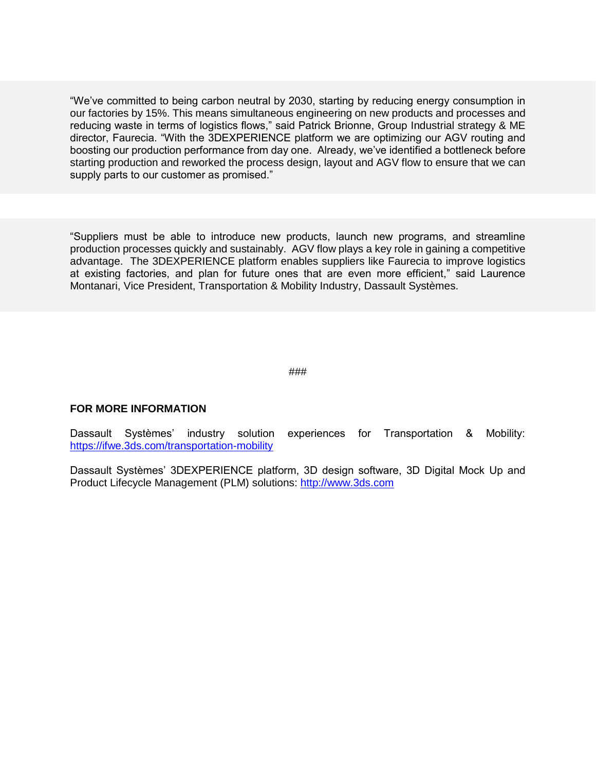"We've committed to being carbon neutral by 2030, starting by reducing energy consumption in our factories by 15%. This means simultaneous engineering on new products and processes and reducing waste in terms of logistics flows," said Patrick Brionne, Group Industrial strategy & ME director, Faurecia. "With the 3DEXPERIENCE platform we are optimizing our AGV routing and boosting our production performance from day one. Already, we've identified a bottleneck before starting production and reworked the process design, layout and AGV flow to ensure that we can supply parts to our customer as promised."

"Suppliers must be able to introduce new products, launch new programs, and streamline production processes quickly and sustainably. AGV flow plays a key role in gaining a competitive advantage. The 3DEXPERIENCE platform enables suppliers like Faurecia to improve logistics at existing factories, and plan for future ones that are even more efficient," said Laurence Montanari, Vice President, Transportation & Mobility Industry, Dassault Systèmes.

###

**FOR MORE INFORMATION**

Dassault Systèmes' industry solution experiences for Transportation & Mobility: https://ifwe.3ds.com/transportation-mobility

Dassault Systèmes' 3DEXPERIENCE platform, 3D design software, 3D Digital Mock Up and Product Lifecycle Management (PLM) solutions: http://www.3ds.com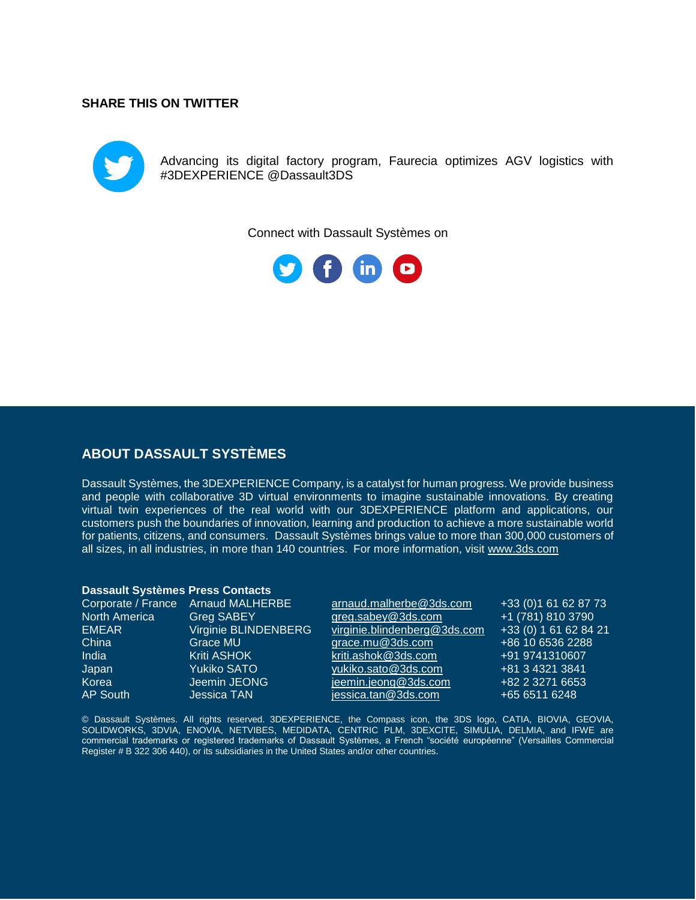### SHARE THIS ON TWITTER

Advancing its digital factory program, Faurecia optimizes AGV logistics with #3DEXPERIENCE @Dassault3DS

Connect with Dassault Systèmes on

## ABOUT DASSAULT SYSTÈMES

Dassault Systèmes, the 3DEXPERIENCE Company, is a catalyst for human progress. We provide business and people with collaborative 3D virtual environments to imagine sustainable innovations. By creating virtual twin experiences of the real world with our 3DEXPERIENCE platform and applications, our customers push the boundaries of innovation, learning and production to achieve a more sustainable world for patients, citizens, and consumers. Dassault Systèmes brings value to more than 300,000 customers of all sizes, in all industries, in more than 140 countries. For more information, visit www.3ds.com

**Dassault Systèmes Press Contacts**

| | | | |
|---|---|---|---|
| Corporate / France | Arnaud MALHERBE | arnaud.malherbe@3ds.com | +33 (0)1 61 62 87 73 |
| North America | Greg SABEY | greg.sabey@3ds.com | +1 (781) 810 3790 |
| EMEAR | Virginie BLINDENBERG | virginie.blindenberg@3ds.com | +33 (0) 1 61 62 84 21 |
| China | Grace MU | grace.mu@3ds.com | +86 10 6536 2288 |
| India | Kriti ASHOK | kriti.ashok@3ds.com | +91 9741310607 |
| Japan | Yukiko SATO | yukiko.sato@3ds.com | +81 3 4321 3841 |
| Korea | Jeemin JEONG | jeemin.jeong@3ds.com | +82 2 3271 6653 |
| AP South | Jessica TAN | jessica.tan@3ds.com | +65 6511 6248 |

© Dassault Systèmes. All rights reserved. 3DEXPERIENCE, the Compass icon, the 3DS logo, CATIA, BIOVIA, GEOVIA, SOLIDWORKS, 3DVIA, ENOVIA, NETVIBES, MEDIDATA, CENTRIC PLM, 3DEXCITE, SIMULIA, DELMIA, and IFWE are commercial trademarks or registered trademarks of Dassault Systèmes, a French "société européenne" (Versailles Commercial Register # B 322 306 440), or its subsidiaries in the United States and/or other countries.